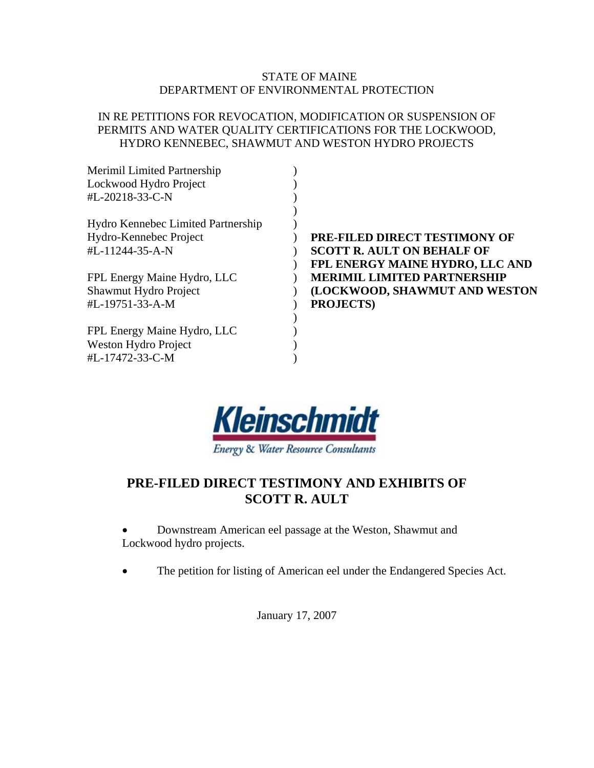STATE OF MAINE
DEPARTMENT OF ENVIRONMENTAL PROTECTION

IN RE PETITIONS FOR REVOCATION, MODIFICATION OR SUSPENSION OF PERMITS AND WATER QUALITY CERTIFICATIONS FOR THE LOCKWOOD, HYDRO KENNEBEC, SHAWMUT AND WESTON HYDRO PROJECTS

| | | |
|---|---|---|
| Merimil Limited Partnership<br>Lockwood Hydro Project<br>#L-20218-33-C-N | ) | |
| Hydro Kennebec Limited Partnership<br>Hydro-Kennebec Project<br>#L-11244-35-A-N | ) | **PRE-FILED DIRECT TESTIMONY OF SCOTT R. AULT ON BEHALF OF FPL ENERGY MAINE HYDRO, LLC AND MERIMIL LIMITED PARTNERSHIP (LOCKWOOD, SHAWMUT AND WESTON PROJECTS)** |
| FPL Energy Maine Hydro, LLC<br>Shawmut Hydro Project<br>#L-19751-33-A-M | ) | |
| FPL Energy Maine Hydro, LLC<br>Weston Hydro Project<br>#L-17472-33-C-M | ) | |

**Kleinschmidt**
*Energy & Water Resource Consultants*

## PRE-FILED DIRECT TESTIMONY AND EXHIBITS OF SCOTT R. AULT

- Downstream American eel passage at the Weston, Shawmut and Lockwood hydro projects.
- The petition for listing of American eel under the Endangered Species Act.

January 17, 2007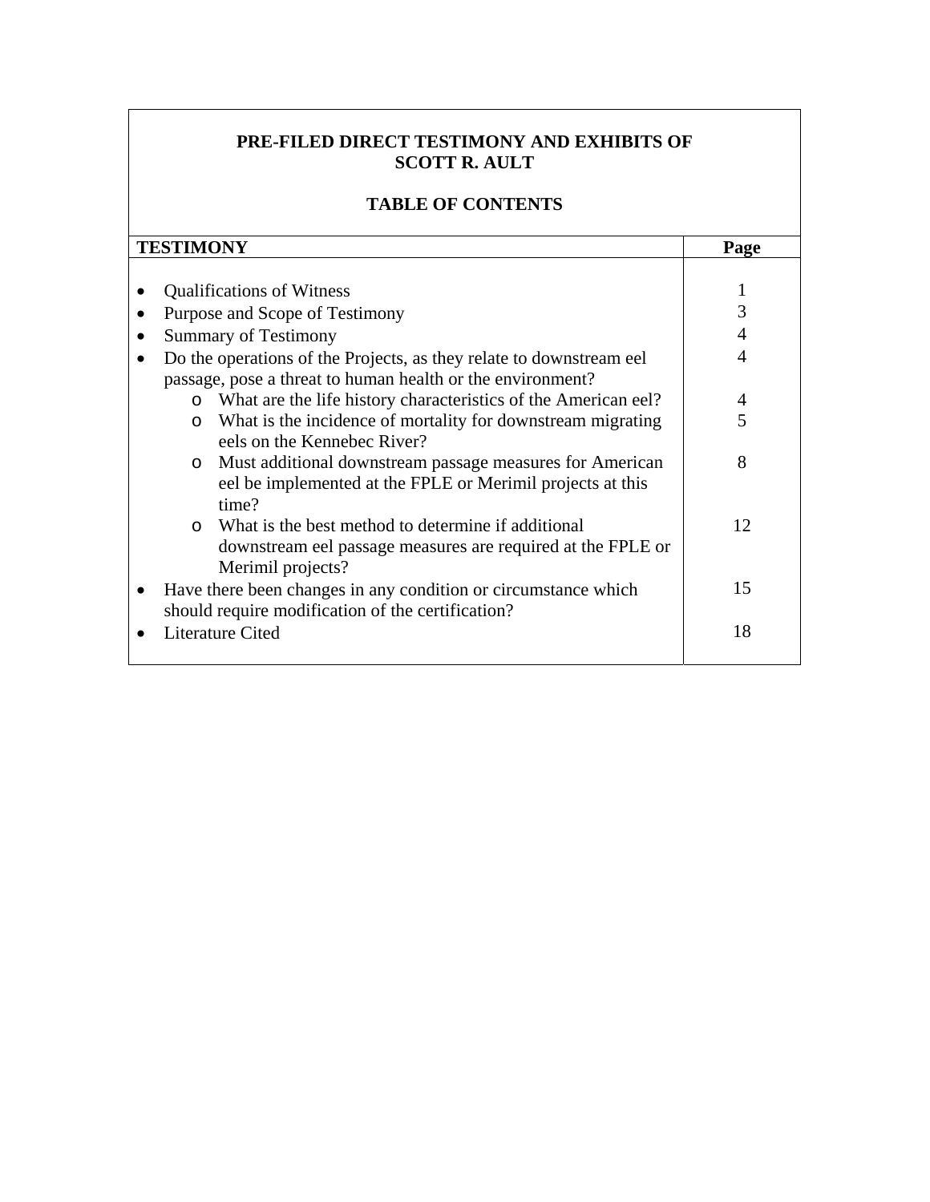**PRE-FILED DIRECT TESTIMONY AND EXHIBITS OF SCOTT R. AULT**

**TABLE OF CONTENTS**

| **TESTIMONY** | **Page** |
|---|---|
| • Qualifications of Witness | 1 |
| • Purpose and Scope of Testimony | 3 |
| • Summary of Testimony | 4 |
| • Do the operations of the Projects, as they relate to downstream eel passage, pose a threat to human health or the environment? | 4 |
| o What are the life history characteristics of the American eel? | 4 |
| o What is the incidence of mortality for downstream migrating eels on the Kennebec River? | 5 |
| o Must additional downstream passage measures for American eel be implemented at the FPLE or Merimil projects at this time? | 8 |
| o What is the best method to determine if additional downstream eel passage measures are required at the FPLE or Merimil projects? | 12 |
| • Have there been changes in any condition or circumstance which should require modification of the certification? | 15 |
| • Literature Cited | 18 |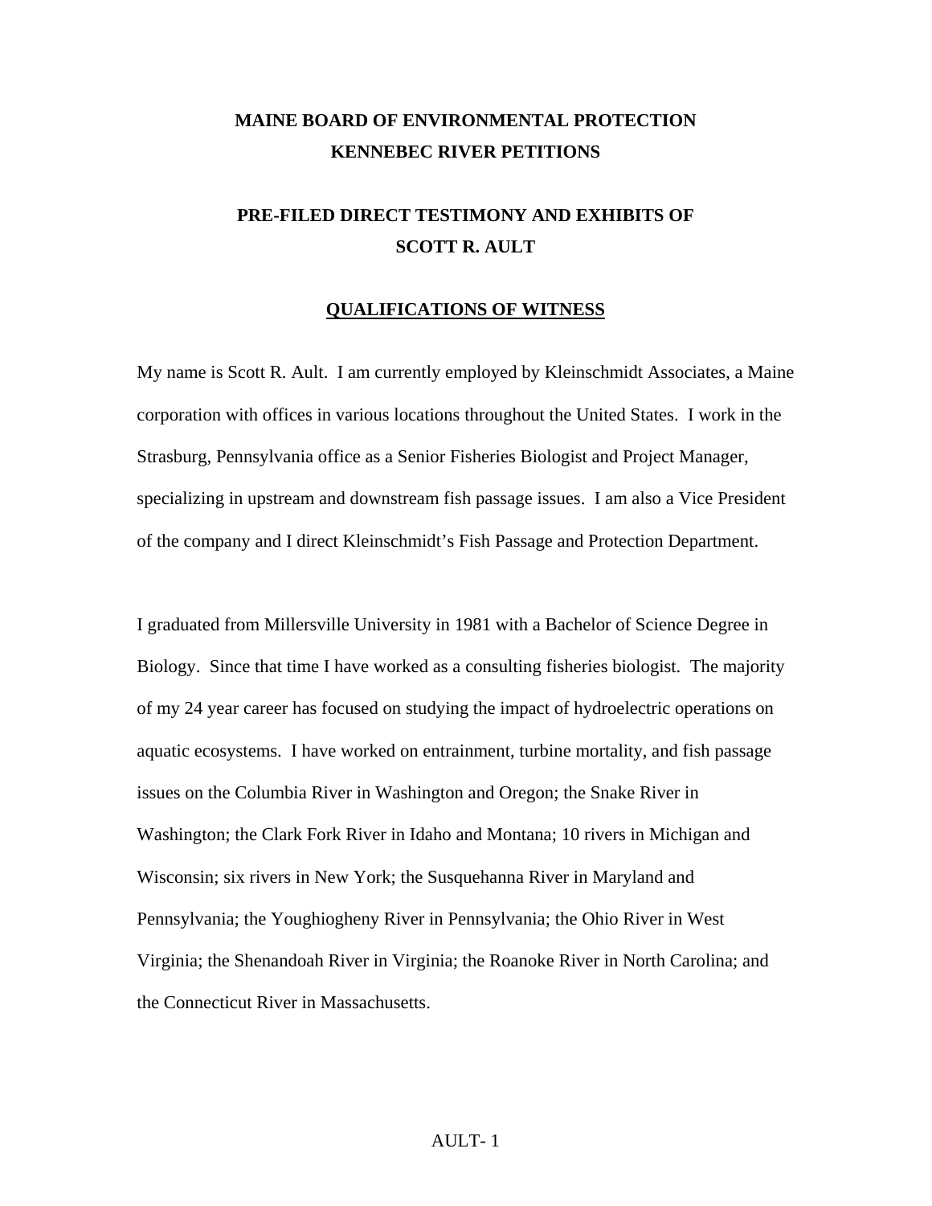# MAINE BOARD OF ENVIRONMENTAL PROTECTION
# KENNEBEC RIVER PETITIONS

## PRE-FILED DIRECT TESTIMONY AND EXHIBITS OF SCOTT R. AULT

### QUALIFICATIONS OF WITNESS

My name is Scott R. Ault. I am currently employed by Kleinschmidt Associates, a Maine corporation with offices in various locations throughout the United States. I work in the Strasburg, Pennsylvania office as a Senior Fisheries Biologist and Project Manager, specializing in upstream and downstream fish passage issues. I am also a Vice President of the company and I direct Kleinschmidt's Fish Passage and Protection Department.

I graduated from Millersville University in 1981 with a Bachelor of Science Degree in Biology. Since that time I have worked as a consulting fisheries biologist. The majority of my 24 year career has focused on studying the impact of hydroelectric operations on aquatic ecosystems. I have worked on entrainment, turbine mortality, and fish passage issues on the Columbia River in Washington and Oregon; the Snake River in Washington; the Clark Fork River in Idaho and Montana; 10 rivers in Michigan and Wisconsin; six rivers in New York; the Susquehanna River in Maryland and Pennsylvania; the Youghiogheny River in Pennsylvania; the Ohio River in West Virginia; the Shenandoah River in Virginia; the Roanoke River in North Carolina; and the Connecticut River in Massachusetts.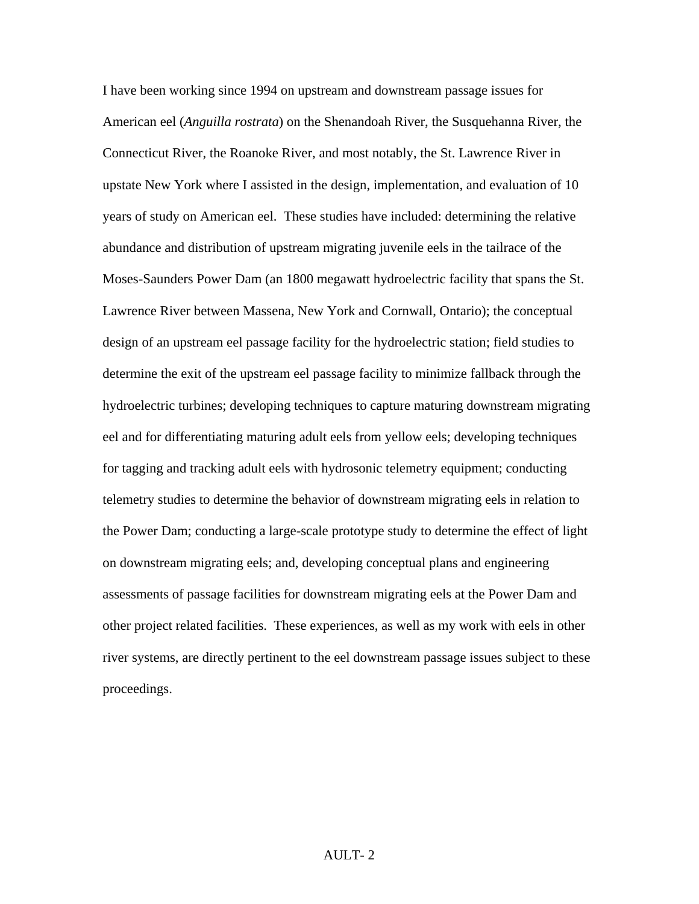I have been working since 1994 on upstream and downstream passage issues for American eel (*Anguilla rostrata*) on the Shenandoah River, the Susquehanna River, the Connecticut River, the Roanoke River, and most notably, the St. Lawrence River in upstate New York where I assisted in the design, implementation, and evaluation of 10 years of study on American eel. These studies have included: determining the relative abundance and distribution of upstream migrating juvenile eels in the tailrace of the Moses-Saunders Power Dam (an 1800 megawatt hydroelectric facility that spans the St. Lawrence River between Massena, New York and Cornwall, Ontario); the conceptual design of an upstream eel passage facility for the hydroelectric station; field studies to determine the exit of the upstream eel passage facility to minimize fallback through the hydroelectric turbines; developing techniques to capture maturing downstream migrating eel and for differentiating maturing adult eels from yellow eels; developing techniques for tagging and tracking adult eels with hydrosonic telemetry equipment; conducting telemetry studies to determine the behavior of downstream migrating eels in relation to the Power Dam; conducting a large-scale prototype study to determine the effect of light on downstream migrating eels; and, developing conceptual plans and engineering assessments of passage facilities for downstream migrating eels at the Power Dam and other project related facilities. These experiences, as well as my work with eels in other river systems, are directly pertinent to the eel downstream passage issues subject to these proceedings.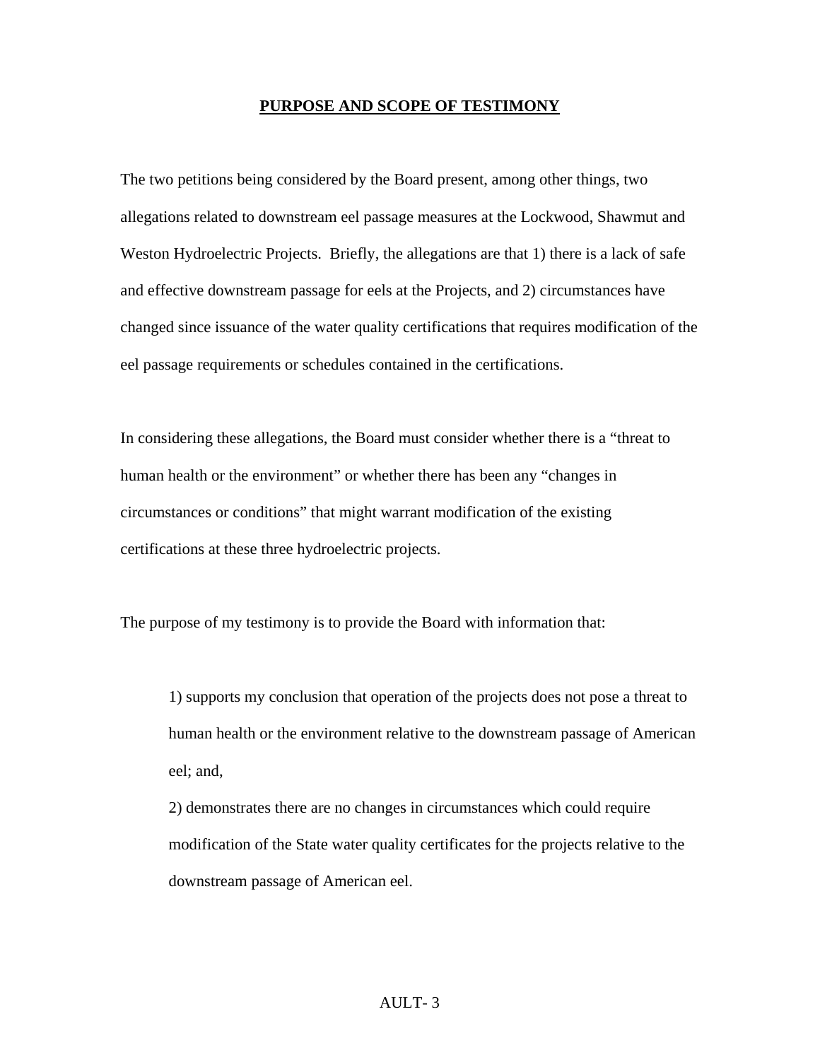## PURPOSE AND SCOPE OF TESTIMONY

The two petitions being considered by the Board present, among other things, two allegations related to downstream eel passage measures at the Lockwood, Shawmut and Weston Hydroelectric Projects. Briefly, the allegations are that 1) there is a lack of safe and effective downstream passage for eels at the Projects, and 2) circumstances have changed since issuance of the water quality certifications that requires modification of the eel passage requirements or schedules contained in the certifications.

In considering these allegations, the Board must consider whether there is a "threat to human health or the environment" or whether there has been any "changes in circumstances or conditions" that might warrant modification of the existing certifications at these three hydroelectric projects.

The purpose of my testimony is to provide the Board with information that:

> 1) supports my conclusion that operation of the projects does not pose a threat to human health or the environment relative to the downstream passage of American eel; and,
>
> 2) demonstrates there are no changes in circumstances which could require modification of the State water quality certificates for the projects relative to the downstream passage of American eel.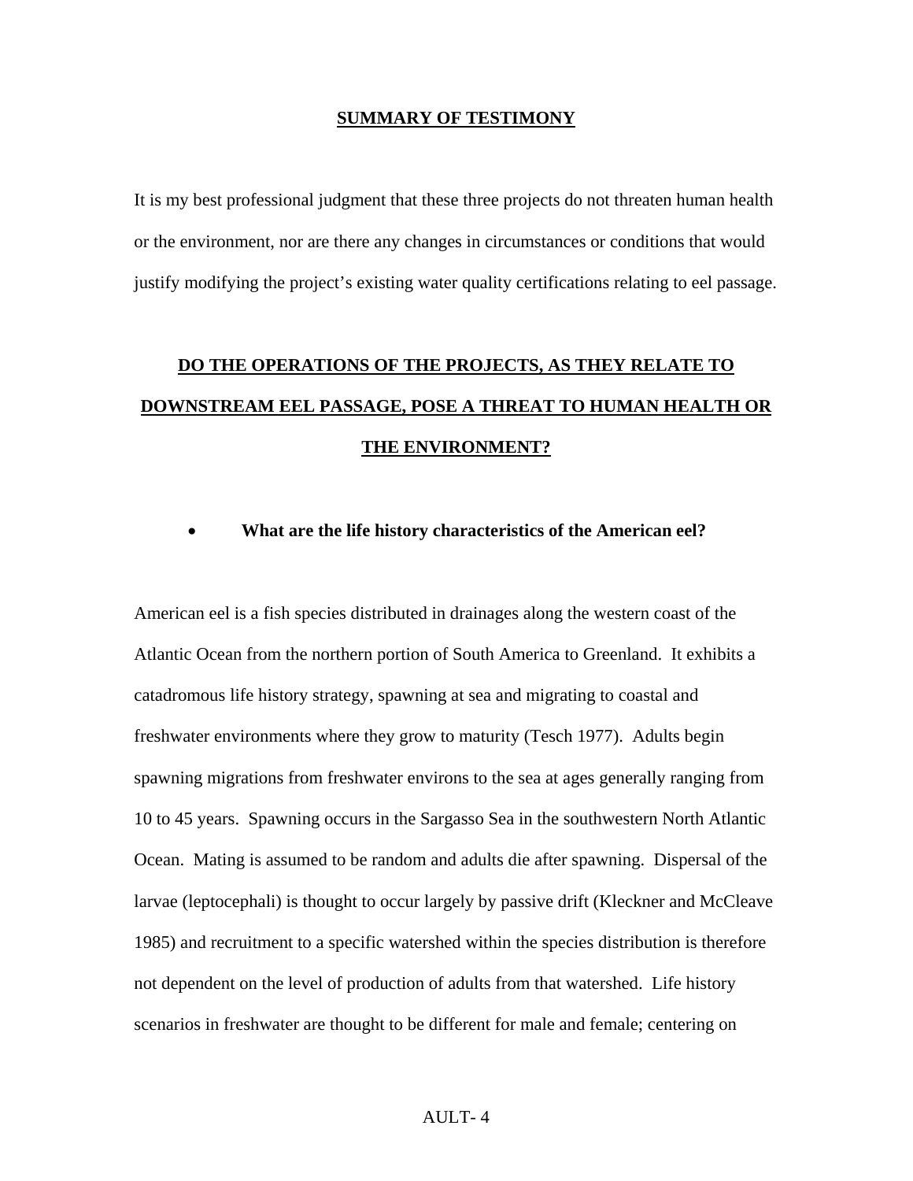## SUMMARY OF TESTIMONY

It is my best professional judgment that these three projects do not threaten human health or the environment, nor are there any changes in circumstances or conditions that would justify modifying the project's existing water quality certifications relating to eel passage.

## DO THE OPERATIONS OF THE PROJECTS, AS THEY RELATE TO DOWNSTREAM EEL PASSAGE, POSE A THREAT TO HUMAN HEALTH OR THE ENVIRONMENT?

- **What are the life history characteristics of the American eel?**

American eel is a fish species distributed in drainages along the western coast of the Atlantic Ocean from the northern portion of South America to Greenland. It exhibits a catadromous life history strategy, spawning at sea and migrating to coastal and freshwater environments where they grow to maturity (Tesch 1977). Adults begin spawning migrations from freshwater environs to the sea at ages generally ranging from 10 to 45 years. Spawning occurs in the Sargasso Sea in the southwestern North Atlantic Ocean. Mating is assumed to be random and adults die after spawning. Dispersal of the larvae (leptocephali) is thought to occur largely by passive drift (Kleckner and McCleave 1985) and recruitment to a specific watershed within the species distribution is therefore not dependent on the level of production of adults from that watershed. Life history scenarios in freshwater are thought to be different for male and female; centering on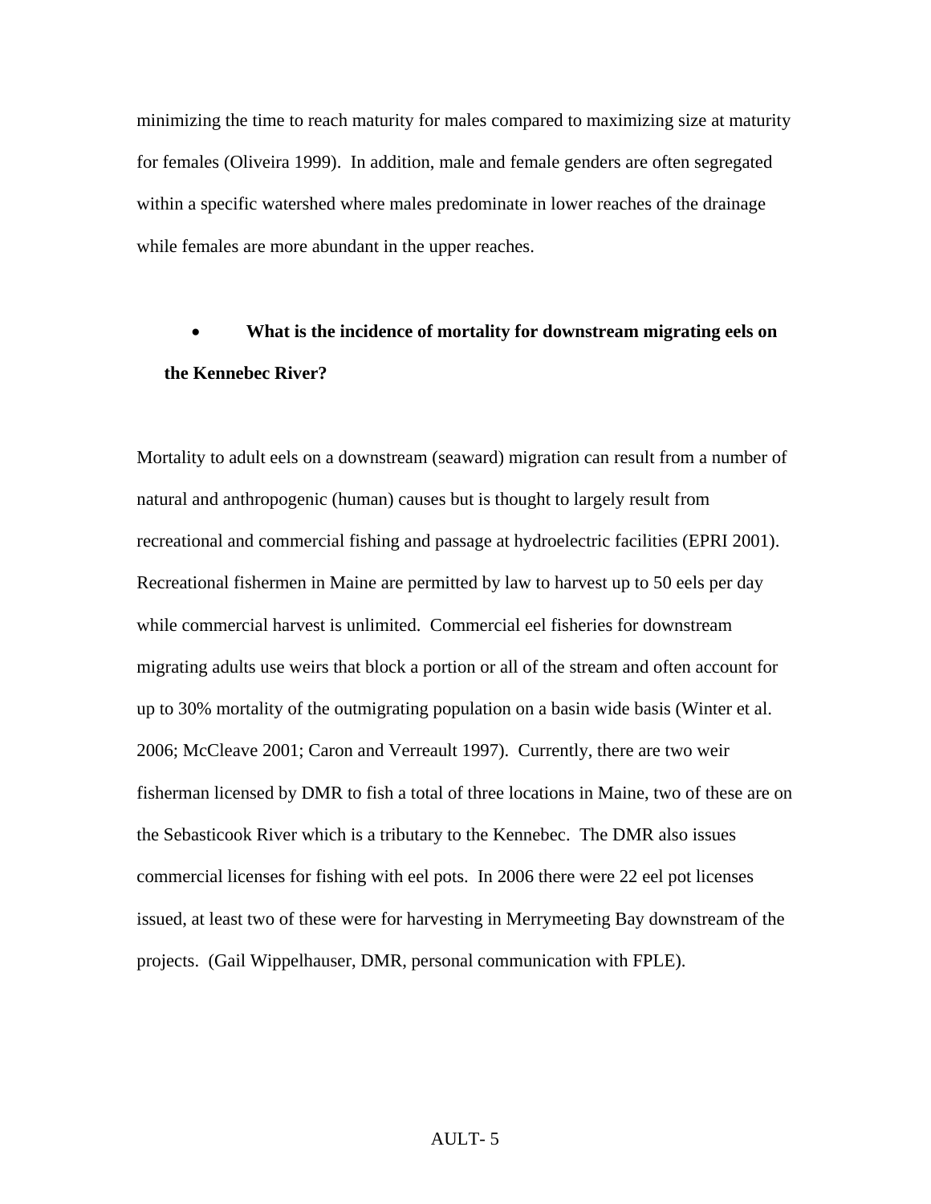minimizing the time to reach maturity for males compared to maximizing size at maturity for females (Oliveira 1999). In addition, male and female genders are often segregated within a specific watershed where males predominate in lower reaches of the drainage while females are more abundant in the upper reaches.

- **What is the incidence of mortality for downstream migrating eels on the Kennebec River?**

Mortality to adult eels on a downstream (seaward) migration can result from a number of natural and anthropogenic (human) causes but is thought to largely result from recreational and commercial fishing and passage at hydroelectric facilities (EPRI 2001). Recreational fishermen in Maine are permitted by law to harvest up to 50 eels per day while commercial harvest is unlimited. Commercial eel fisheries for downstream migrating adults use weirs that block a portion or all of the stream and often account for up to 30% mortality of the outmigrating population on a basin wide basis (Winter et al. 2006; McCleave 2001; Caron and Verreault 1997). Currently, there are two weir fisherman licensed by DMR to fish a total of three locations in Maine, two of these are on the Sebasticook River which is a tributary to the Kennebec. The DMR also issues commercial licenses for fishing with eel pots. In 2006 there were 22 eel pot licenses issued, at least two of these were for harvesting in Merrymeeting Bay downstream of the projects. (Gail Wippelhauser, DMR, personal communication with FPLE).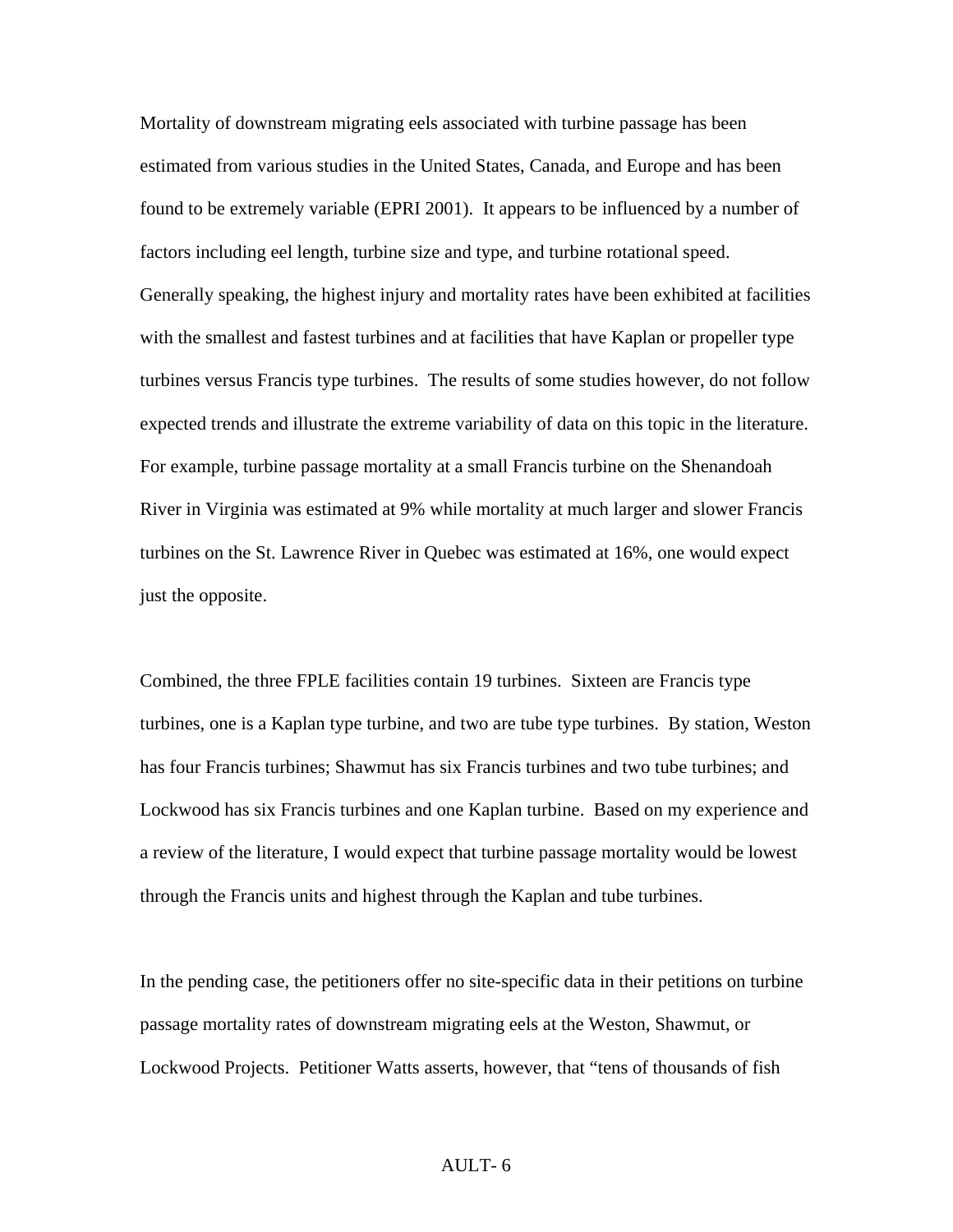Mortality of downstream migrating eels associated with turbine passage has been estimated from various studies in the United States, Canada, and Europe and has been found to be extremely variable (EPRI 2001). It appears to be influenced by a number of factors including eel length, turbine size and type, and turbine rotational speed. Generally speaking, the highest injury and mortality rates have been exhibited at facilities with the smallest and fastest turbines and at facilities that have Kaplan or propeller type turbines versus Francis type turbines. The results of some studies however, do not follow expected trends and illustrate the extreme variability of data on this topic in the literature. For example, turbine passage mortality at a small Francis turbine on the Shenandoah River in Virginia was estimated at 9% while mortality at much larger and slower Francis turbines on the St. Lawrence River in Quebec was estimated at 16%, one would expect just the opposite.

Combined, the three FPLE facilities contain 19 turbines. Sixteen are Francis type turbines, one is a Kaplan type turbine, and two are tube type turbines. By station, Weston has four Francis turbines; Shawmut has six Francis turbines and two tube turbines; and Lockwood has six Francis turbines and one Kaplan turbine. Based on my experience and a review of the literature, I would expect that turbine passage mortality would be lowest through the Francis units and highest through the Kaplan and tube turbines.

In the pending case, the petitioners offer no site-specific data in their petitions on turbine passage mortality rates of downstream migrating eels at the Weston, Shawmut, or Lockwood Projects. Petitioner Watts asserts, however, that "tens of thousands of fish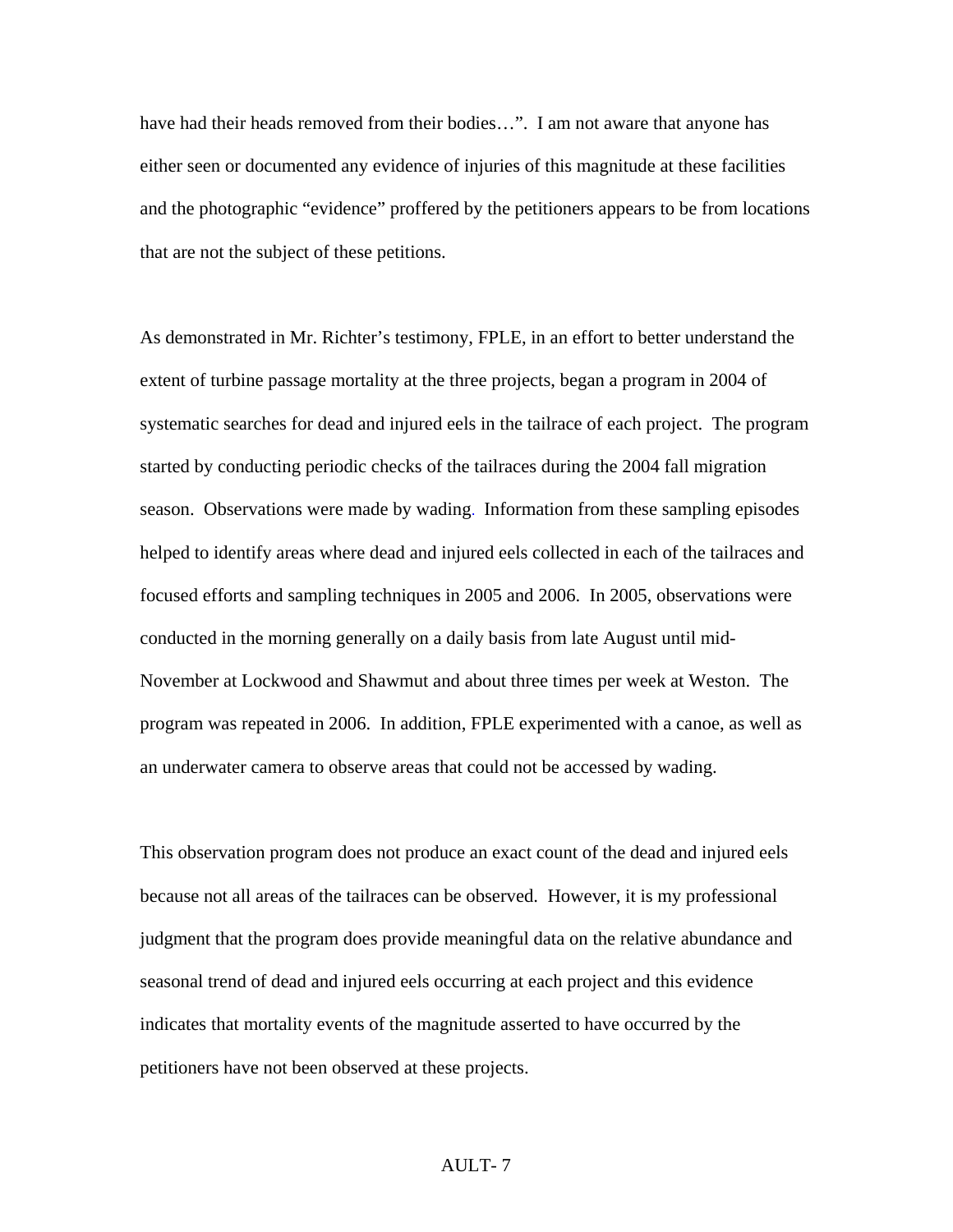have had their heads removed from their bodies…". I am not aware that anyone has either seen or documented any evidence of injuries of this magnitude at these facilities and the photographic "evidence" proffered by the petitioners appears to be from locations that are not the subject of these petitions.

As demonstrated in Mr. Richter's testimony, FPLE, in an effort to better understand the extent of turbine passage mortality at the three projects, began a program in 2004 of systematic searches for dead and injured eels in the tailrace of each project. The program started by conducting periodic checks of the tailraces during the 2004 fall migration season. Observations were made by wading. Information from these sampling episodes helped to identify areas where dead and injured eels collected in each of the tailraces and focused efforts and sampling techniques in 2005 and 2006. In 2005, observations were conducted in the morning generally on a daily basis from late August until mid-November at Lockwood and Shawmut and about three times per week at Weston. The program was repeated in 2006. In addition, FPLE experimented with a canoe, as well as an underwater camera to observe areas that could not be accessed by wading.

This observation program does not produce an exact count of the dead and injured eels because not all areas of the tailraces can be observed. However, it is my professional judgment that the program does provide meaningful data on the relative abundance and seasonal trend of dead and injured eels occurring at each project and this evidence indicates that mortality events of the magnitude asserted to have occurred by the petitioners have not been observed at these projects.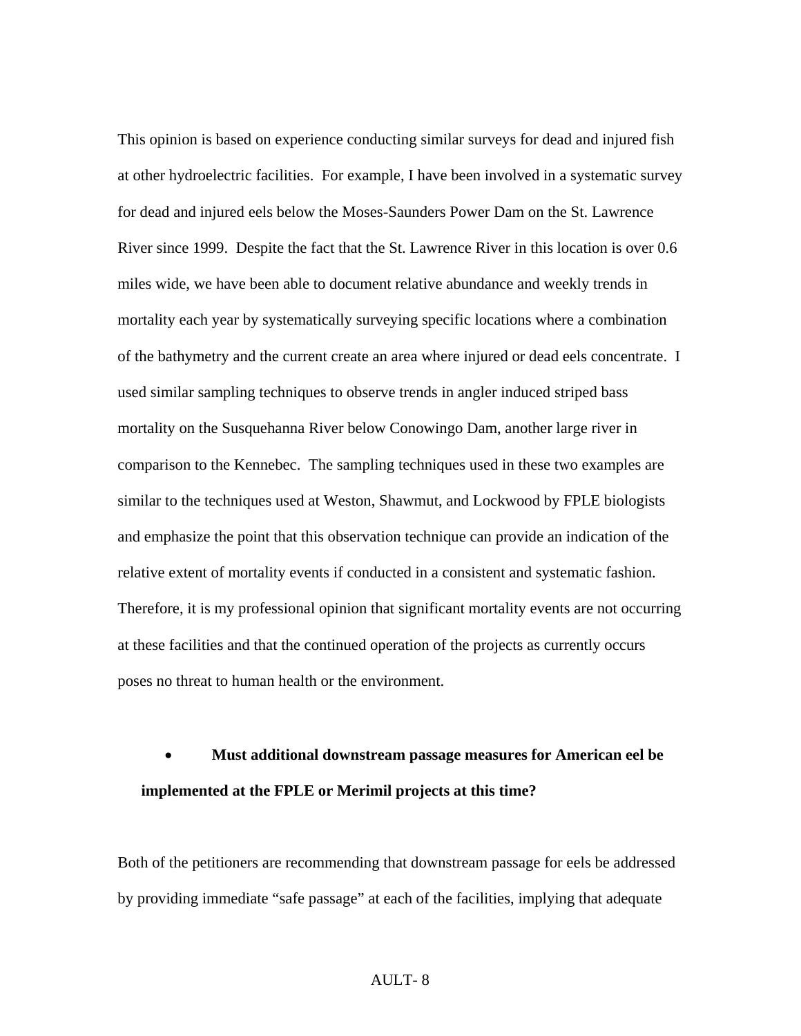This opinion is based on experience conducting similar surveys for dead and injured fish at other hydroelectric facilities. For example, I have been involved in a systematic survey for dead and injured eels below the Moses-Saunders Power Dam on the St. Lawrence River since 1999. Despite the fact that the St. Lawrence River in this location is over 0.6 miles wide, we have been able to document relative abundance and weekly trends in mortality each year by systematically surveying specific locations where a combination of the bathymetry and the current create an area where injured or dead eels concentrate. I used similar sampling techniques to observe trends in angler induced striped bass mortality on the Susquehanna River below Conowingo Dam, another large river in comparison to the Kennebec. The sampling techniques used in these two examples are similar to the techniques used at Weston, Shawmut, and Lockwood by FPLE biologists and emphasize the point that this observation technique can provide an indication of the relative extent of mortality events if conducted in a consistent and systematic fashion. Therefore, it is my professional opinion that significant mortality events are not occurring at these facilities and that the continued operation of the projects as currently occurs poses no threat to human health or the environment.

- **Must additional downstream passage measures for American eel be implemented at the FPLE or Merimil projects at this time?**

Both of the petitioners are recommending that downstream passage for eels be addressed by providing immediate "safe passage" at each of the facilities, implying that adequate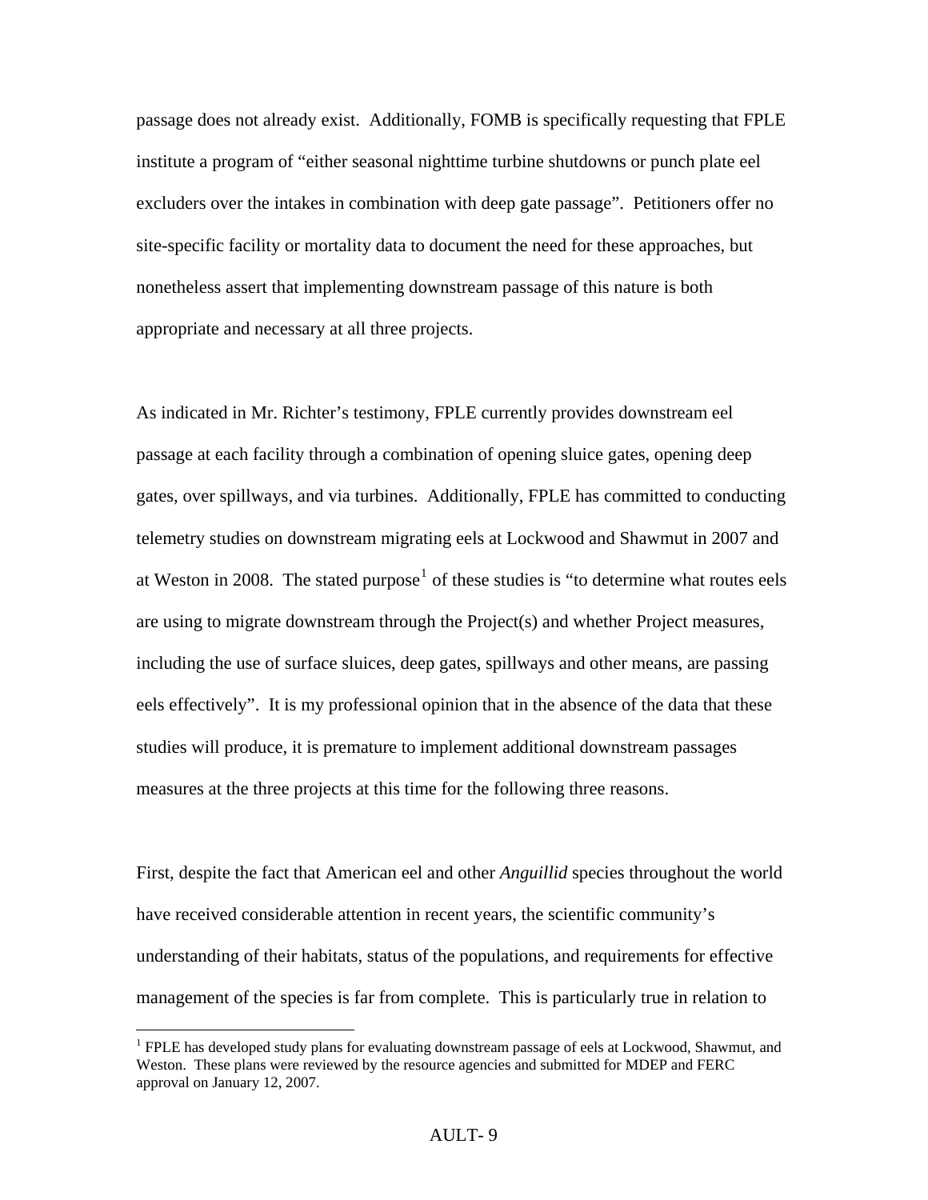passage does not already exist. Additionally, FOMB is specifically requesting that FPLE institute a program of "either seasonal nighttime turbine shutdowns or punch plate eel excluders over the intakes in combination with deep gate passage". Petitioners offer no site-specific facility or mortality data to document the need for these approaches, but nonetheless assert that implementing downstream passage of this nature is both appropriate and necessary at all three projects.

As indicated in Mr. Richter's testimony, FPLE currently provides downstream eel passage at each facility through a combination of opening sluice gates, opening deep gates, over spillways, and via turbines. Additionally, FPLE has committed to conducting telemetry studies on downstream migrating eels at Lockwood and Shawmut in 2007 and at Weston in 2008. The stated purpose[1] of these studies is "to determine what routes eels are using to migrate downstream through the Project(s) and whether Project measures, including the use of surface sluices, deep gates, spillways and other means, are passing eels effectively". It is my professional opinion that in the absence of the data that these studies will produce, it is premature to implement additional downstream passages measures at the three projects at this time for the following three reasons.

First, despite the fact that American eel and other *Anguillid* species throughout the world have received considerable attention in recent years, the scientific community's understanding of their habitats, status of the populations, and requirements for effective management of the species is far from complete. This is particularly true in relation to

[1] FPLE has developed study plans for evaluating downstream passage of eels at Lockwood, Shawmut, and Weston. These plans were reviewed by the resource agencies and submitted for MDEP and FERC approval on January 12, 2007.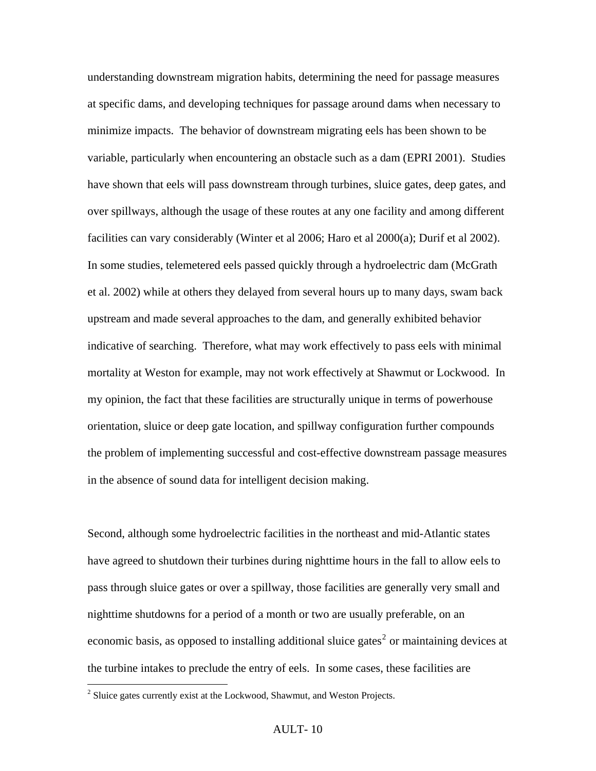understanding downstream migration habits, determining the need for passage measures at specific dams, and developing techniques for passage around dams when necessary to minimize impacts. The behavior of downstream migrating eels has been shown to be variable, particularly when encountering an obstacle such as a dam (EPRI 2001). Studies have shown that eels will pass downstream through turbines, sluice gates, deep gates, and over spillways, although the usage of these routes at any one facility and among different facilities can vary considerably (Winter et al 2006; Haro et al 2000(a); Durif et al 2002). In some studies, telemetered eels passed quickly through a hydroelectric dam (McGrath et al. 2002) while at others they delayed from several hours up to many days, swam back upstream and made several approaches to the dam, and generally exhibited behavior indicative of searching. Therefore, what may work effectively to pass eels with minimal mortality at Weston for example, may not work effectively at Shawmut or Lockwood. In my opinion, the fact that these facilities are structurally unique in terms of powerhouse orientation, sluice or deep gate location, and spillway configuration further compounds the problem of implementing successful and cost-effective downstream passage measures in the absence of sound data for intelligent decision making.

Second, although some hydroelectric facilities in the northeast and mid-Atlantic states have agreed to shutdown their turbines during nighttime hours in the fall to allow eels to pass through sluice gates or over a spillway, those facilities are generally very small and nighttime shutdowns for a period of a month or two are usually preferable, on an economic basis, as opposed to installing additional sluice gates[2] or maintaining devices at the turbine intakes to preclude the entry of eels. In some cases, these facilities are

[2] Sluice gates currently exist at the Lockwood, Shawmut, and Weston Projects.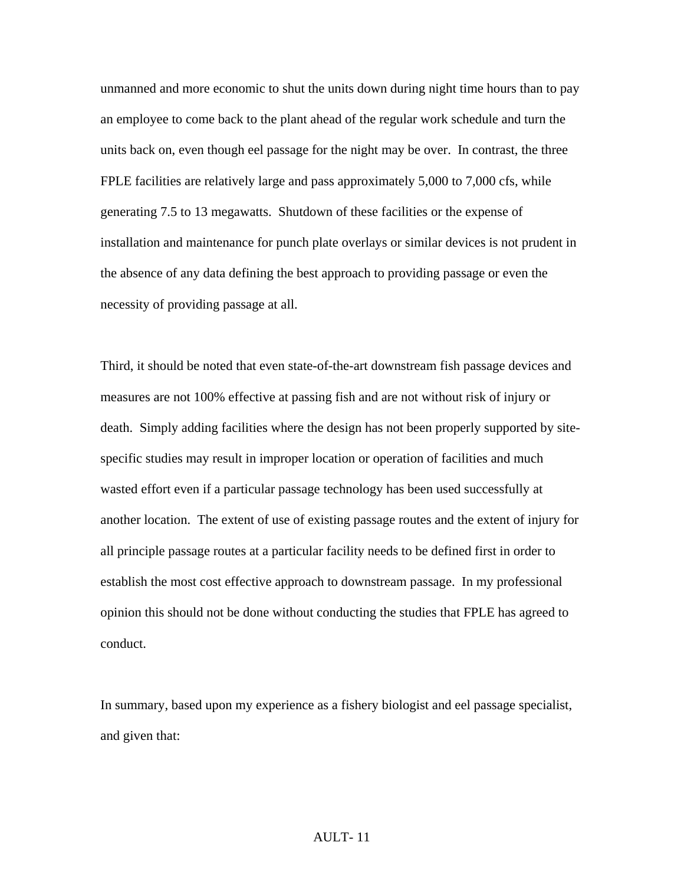unmanned and more economic to shut the units down during night time hours than to pay an employee to come back to the plant ahead of the regular work schedule and turn the units back on, even though eel passage for the night may be over. In contrast, the three FPLE facilities are relatively large and pass approximately 5,000 to 7,000 cfs, while generating 7.5 to 13 megawatts. Shutdown of these facilities or the expense of installation and maintenance for punch plate overlays or similar devices is not prudent in the absence of any data defining the best approach to providing passage or even the necessity of providing passage at all.

Third, it should be noted that even state-of-the-art downstream fish passage devices and measures are not 100% effective at passing fish and are not without risk of injury or death. Simply adding facilities where the design has not been properly supported by site-specific studies may result in improper location or operation of facilities and much wasted effort even if a particular passage technology has been used successfully at another location. The extent of use of existing passage routes and the extent of injury for all principle passage routes at a particular facility needs to be defined first in order to establish the most cost effective approach to downstream passage. In my professional opinion this should not be done without conducting the studies that FPLE has agreed to conduct.

In summary, based upon my experience as a fishery biologist and eel passage specialist, and given that: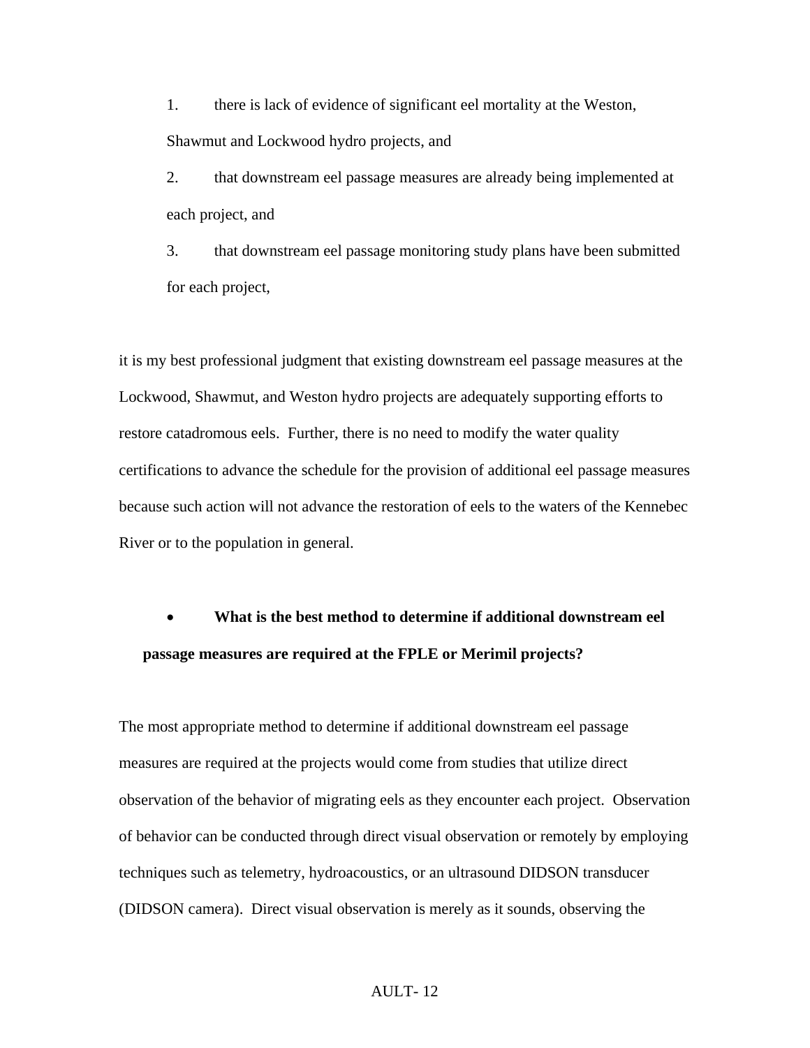1. there is lack of evidence of significant eel mortality at the Weston, Shawmut and Lockwood hydro projects, and
2. that downstream eel passage measures are already being implemented at each project, and
3. that downstream eel passage monitoring study plans have been submitted for each project,

it is my best professional judgment that existing downstream eel passage measures at the Lockwood, Shawmut, and Weston hydro projects are adequately supporting efforts to restore catadromous eels. Further, there is no need to modify the water quality certifications to advance the schedule for the provision of additional eel passage measures because such action will not advance the restoration of eels to the waters of the Kennebec River or to the population in general.

- **What is the best method to determine if additional downstream eel passage measures are required at the FPLE or Merimil projects?**

The most appropriate method to determine if additional downstream eel passage measures are required at the projects would come from studies that utilize direct observation of the behavior of migrating eels as they encounter each project. Observation of behavior can be conducted through direct visual observation or remotely by employing techniques such as telemetry, hydroacoustics, or an ultrasound DIDSON transducer (DIDSON camera). Direct visual observation is merely as it sounds, observing the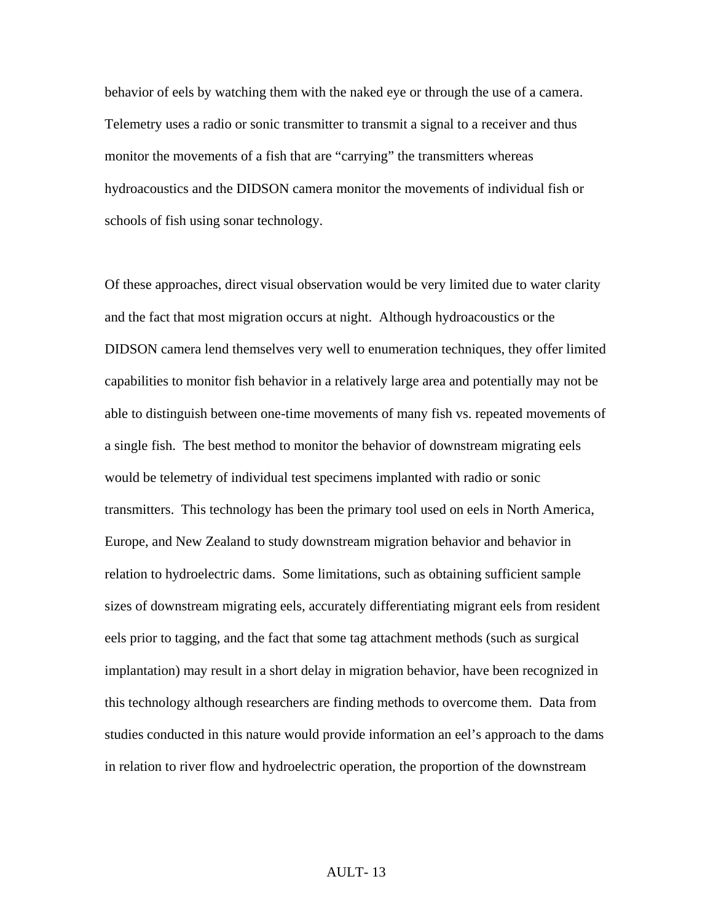behavior of eels by watching them with the naked eye or through the use of a camera. Telemetry uses a radio or sonic transmitter to transmit a signal to a receiver and thus monitor the movements of a fish that are "carrying" the transmitters whereas hydroacoustics and the DIDSON camera monitor the movements of individual fish or schools of fish using sonar technology.

Of these approaches, direct visual observation would be very limited due to water clarity and the fact that most migration occurs at night. Although hydroacoustics or the DIDSON camera lend themselves very well to enumeration techniques, they offer limited capabilities to monitor fish behavior in a relatively large area and potentially may not be able to distinguish between one-time movements of many fish vs. repeated movements of a single fish. The best method to monitor the behavior of downstream migrating eels would be telemetry of individual test specimens implanted with radio or sonic transmitters. This technology has been the primary tool used on eels in North America, Europe, and New Zealand to study downstream migration behavior and behavior in relation to hydroelectric dams. Some limitations, such as obtaining sufficient sample sizes of downstream migrating eels, accurately differentiating migrant eels from resident eels prior to tagging, and the fact that some tag attachment methods (such as surgical implantation) may result in a short delay in migration behavior, have been recognized in this technology although researchers are finding methods to overcome them. Data from studies conducted in this nature would provide information an eel's approach to the dams in relation to river flow and hydroelectric operation, the proportion of the downstream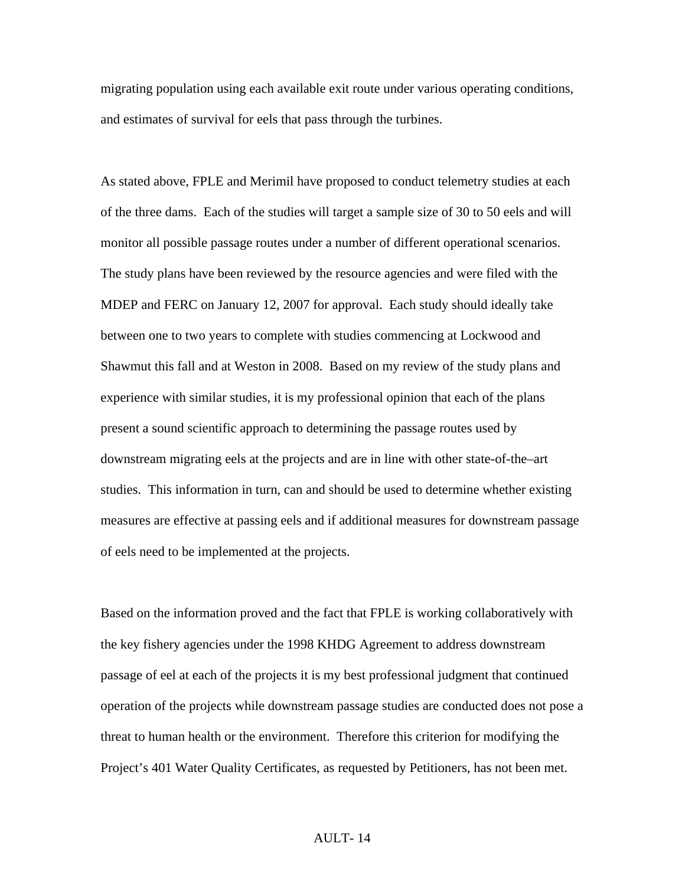migrating population using each available exit route under various operating conditions, and estimates of survival for eels that pass through the turbines.

As stated above, FPLE and Merimil have proposed to conduct telemetry studies at each of the three dams. Each of the studies will target a sample size of 30 to 50 eels and will monitor all possible passage routes under a number of different operational scenarios. The study plans have been reviewed by the resource agencies and were filed with the MDEP and FERC on January 12, 2007 for approval. Each study should ideally take between one to two years to complete with studies commencing at Lockwood and Shawmut this fall and at Weston in 2008. Based on my review of the study plans and experience with similar studies, it is my professional opinion that each of the plans present a sound scientific approach to determining the passage routes used by downstream migrating eels at the projects and are in line with other state-of-the–art studies. This information in turn, can and should be used to determine whether existing measures are effective at passing eels and if additional measures for downstream passage of eels need to be implemented at the projects.

Based on the information proved and the fact that FPLE is working collaboratively with the key fishery agencies under the 1998 KHDG Agreement to address downstream passage of eel at each of the projects it is my best professional judgment that continued operation of the projects while downstream passage studies are conducted does not pose a threat to human health or the environment. Therefore this criterion for modifying the Project's 401 Water Quality Certificates, as requested by Petitioners, has not been met.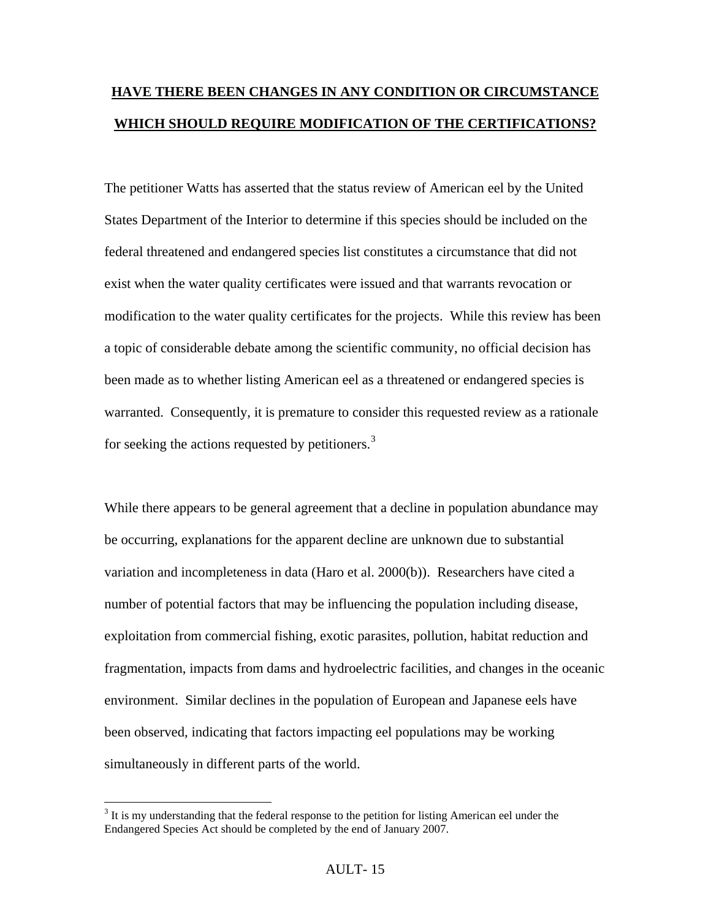## HAVE THERE BEEN CHANGES IN ANY CONDITION OR CIRCUMSTANCE WHICH SHOULD REQUIRE MODIFICATION OF THE CERTIFICATIONS?

The petitioner Watts has asserted that the status review of American eel by the United States Department of the Interior to determine if this species should be included on the federal threatened and endangered species list constitutes a circumstance that did not exist when the water quality certificates were issued and that warrants revocation or modification to the water quality certificates for the projects. While this review has been a topic of considerable debate among the scientific community, no official decision has been made as to whether listing American eel as a threatened or endangered species is warranted. Consequently, it is premature to consider this requested review as a rationale for seeking the actions requested by petitioners.[3]

While there appears to be general agreement that a decline in population abundance may be occurring, explanations for the apparent decline are unknown due to substantial variation and incompleteness in data (Haro et al. 2000(b)). Researchers have cited a number of potential factors that may be influencing the population including disease, exploitation from commercial fishing, exotic parasites, pollution, habitat reduction and fragmentation, impacts from dams and hydroelectric facilities, and changes in the oceanic environment. Similar declines in the population of European and Japanese eels have been observed, indicating that factors impacting eel populations may be working simultaneously in different parts of the world.

[3] It is my understanding that the federal response to the petition for listing American eel under the Endangered Species Act should be completed by the end of January 2007.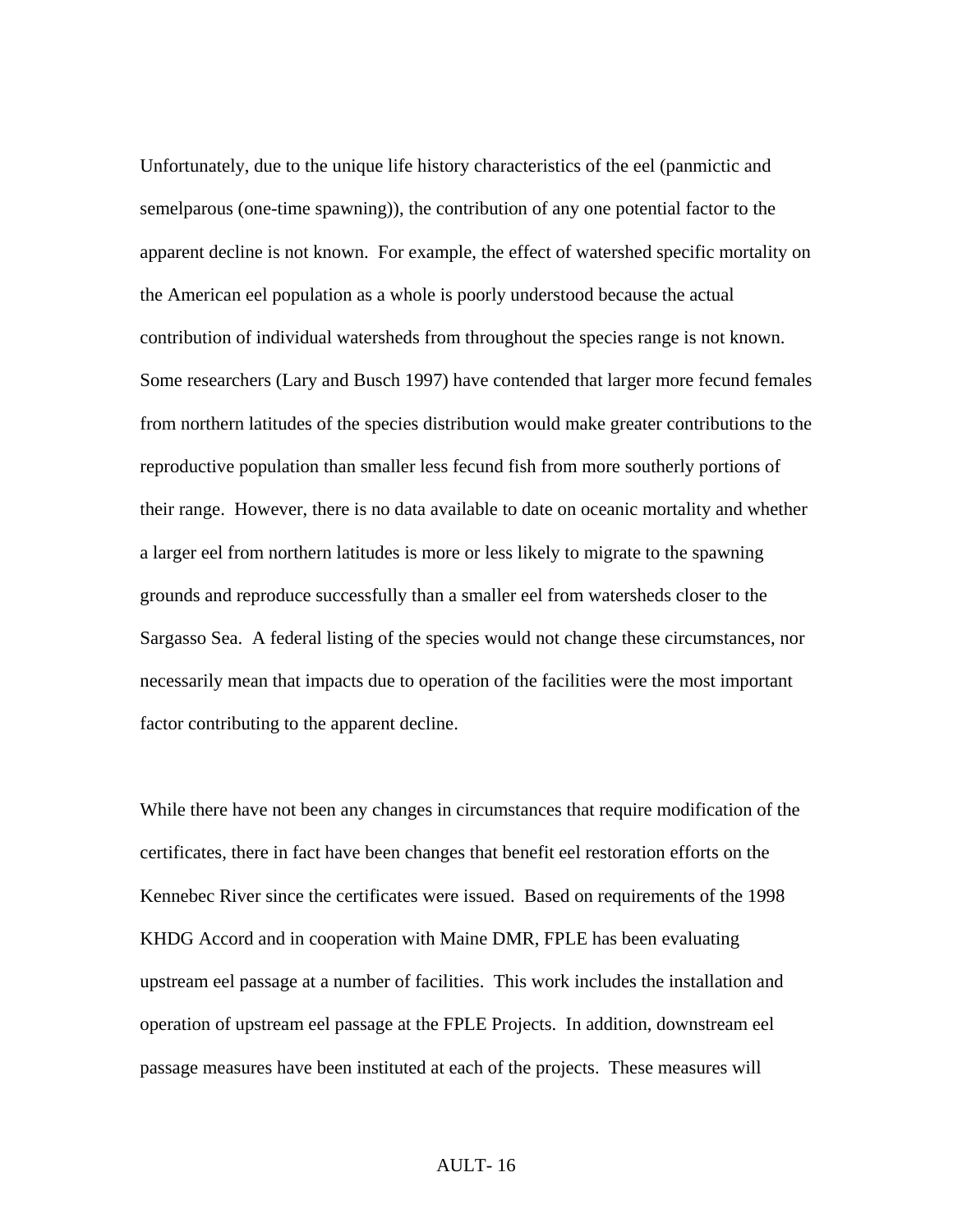Unfortunately, due to the unique life history characteristics of the eel (panmictic and semelparous (one-time spawning)), the contribution of any one potential factor to the apparent decline is not known. For example, the effect of watershed specific mortality on the American eel population as a whole is poorly understood because the actual contribution of individual watersheds from throughout the species range is not known. Some researchers (Lary and Busch 1997) have contended that larger more fecund females from northern latitudes of the species distribution would make greater contributions to the reproductive population than smaller less fecund fish from more southerly portions of their range. However, there is no data available to date on oceanic mortality and whether a larger eel from northern latitudes is more or less likely to migrate to the spawning grounds and reproduce successfully than a smaller eel from watersheds closer to the Sargasso Sea. A federal listing of the species would not change these circumstances, nor necessarily mean that impacts due to operation of the facilities were the most important factor contributing to the apparent decline.

While there have not been any changes in circumstances that require modification of the certificates, there in fact have been changes that benefit eel restoration efforts on the Kennebec River since the certificates were issued. Based on requirements of the 1998 KHDG Accord and in cooperation with Maine DMR, FPLE has been evaluating upstream eel passage at a number of facilities. This work includes the installation and operation of upstream eel passage at the FPLE Projects. In addition, downstream eel passage measures have been instituted at each of the projects. These measures will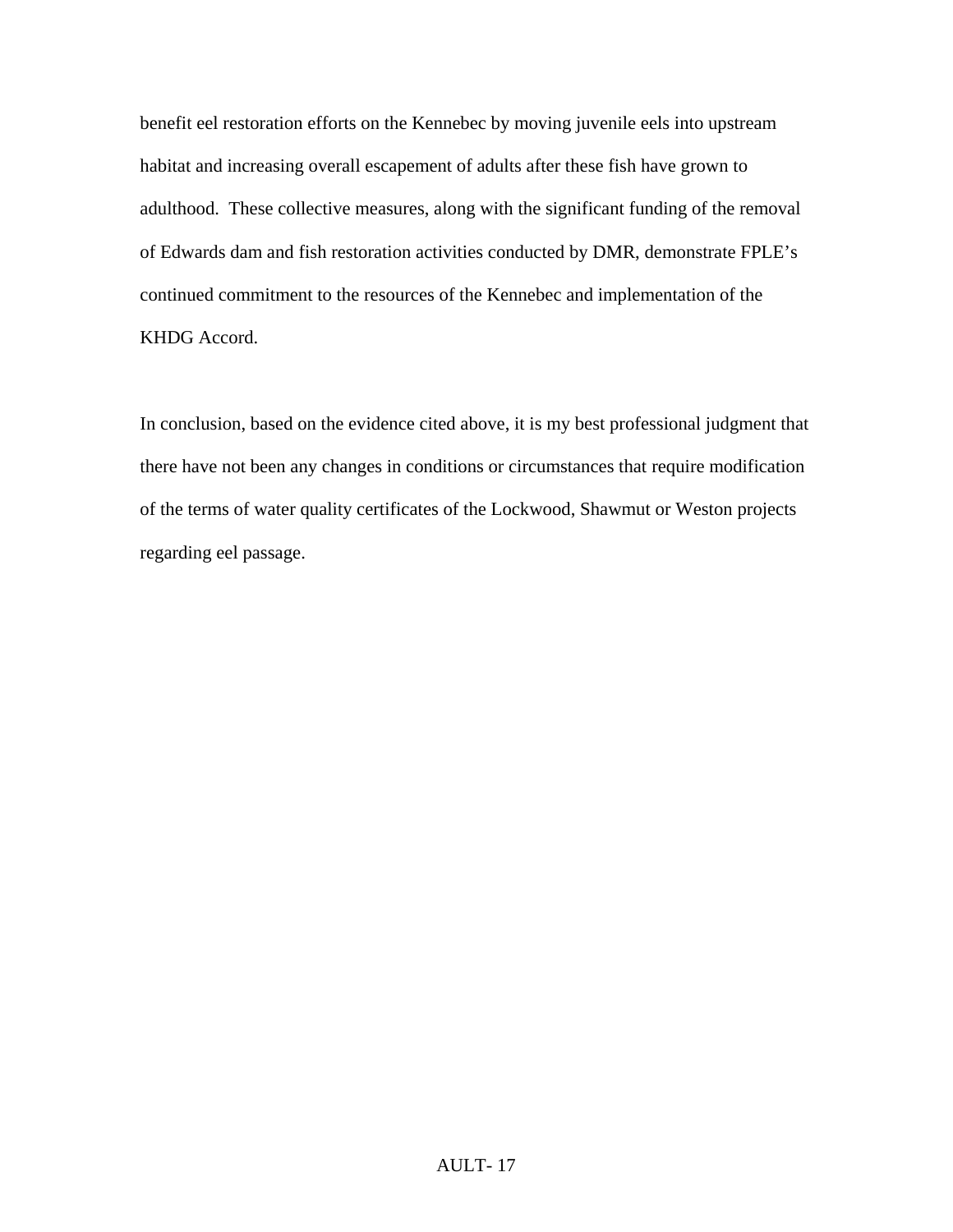benefit eel restoration efforts on the Kennebec by moving juvenile eels into upstream habitat and increasing overall escapement of adults after these fish have grown to adulthood. These collective measures, along with the significant funding of the removal of Edwards dam and fish restoration activities conducted by DMR, demonstrate FPLE's continued commitment to the resources of the Kennebec and implementation of the KHDG Accord.

In conclusion, based on the evidence cited above, it is my best professional judgment that there have not been any changes in conditions or circumstances that require modification of the terms of water quality certificates of the Lockwood, Shawmut or Weston projects regarding eel passage.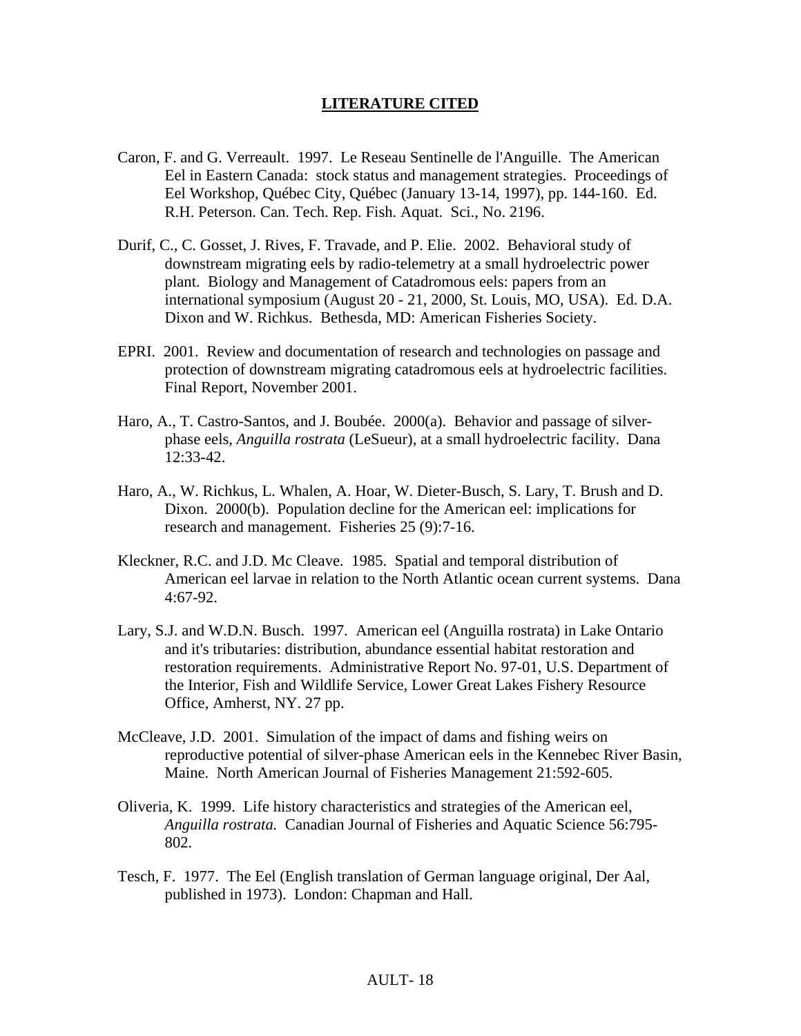# LITERATURE CITED

Caron, F. and G. Verreault. 1997. Le Reseau Sentinelle de l'Anguille. The American Eel in Eastern Canada: stock status and management strategies. Proceedings of Eel Workshop, Québec City, Québec (January 13-14, 1997), pp. 144-160. Ed. R.H. Peterson. Can. Tech. Rep. Fish. Aquat. Sci., No. 2196.

Durif, C., C. Gosset, J. Rives, F. Travade, and P. Elie. 2002. Behavioral study of downstream migrating eels by radio-telemetry at a small hydroelectric power plant. Biology and Management of Catadromous eels: papers from an international symposium (August 20 - 21, 2000, St. Louis, MO, USA). Ed. D.A. Dixon and W. Richkus. Bethesda, MD: American Fisheries Society.

EPRI. 2001. Review and documentation of research and technologies on passage and protection of downstream migrating catadromous eels at hydroelectric facilities. Final Report, November 2001.

Haro, A., T. Castro-Santos, and J. Boubée. 2000(a). Behavior and passage of silver-phase eels, *Anguilla rostrata* (LeSueur), at a small hydroelectric facility. Dana 12:33-42.

Haro, A., W. Richkus, L. Whalen, A. Hoar, W. Dieter-Busch, S. Lary, T. Brush and D. Dixon. 2000(b). Population decline for the American eel: implications for research and management. Fisheries 25 (9):7-16.

Kleckner, R.C. and J.D. Mc Cleave. 1985. Spatial and temporal distribution of American eel larvae in relation to the North Atlantic ocean current systems. Dana 4:67-92.

Lary, S.J. and W.D.N. Busch. 1997. American eel (Anguilla rostrata) in Lake Ontario and it's tributaries: distribution, abundance essential habitat restoration and restoration requirements. Administrative Report No. 97-01, U.S. Department of the Interior, Fish and Wildlife Service, Lower Great Lakes Fishery Resource Office, Amherst, NY. 27 pp.

McCleave, J.D. 2001. Simulation of the impact of dams and fishing weirs on reproductive potential of silver-phase American eels in the Kennebec River Basin, Maine. North American Journal of Fisheries Management 21:592-605.

Oliveria, K. 1999. Life history characteristics and strategies of the American eel, *Anguilla rostrata.* Canadian Journal of Fisheries and Aquatic Science 56:795-802.

Tesch, F. 1977. The Eel (English translation of German language original, Der Aal, published in 1973). London: Chapman and Hall.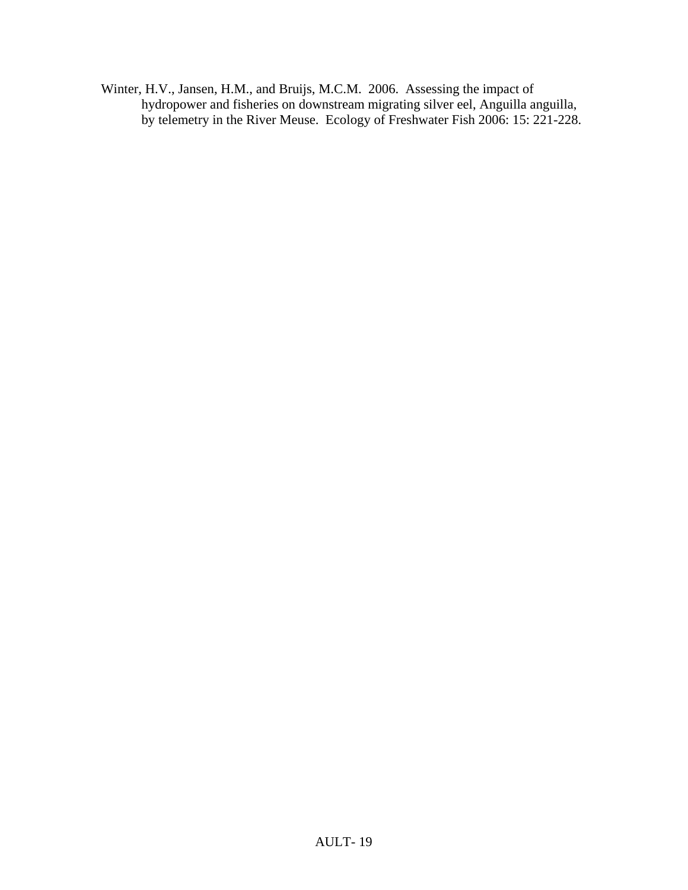Winter, H.V., Jansen, H.M., and Bruijs, M.C.M. 2006. Assessing the impact of hydropower and fisheries on downstream migrating silver eel, Anguilla anguilla, by telemetry in the River Meuse. Ecology of Freshwater Fish 2006: 15: 221-228.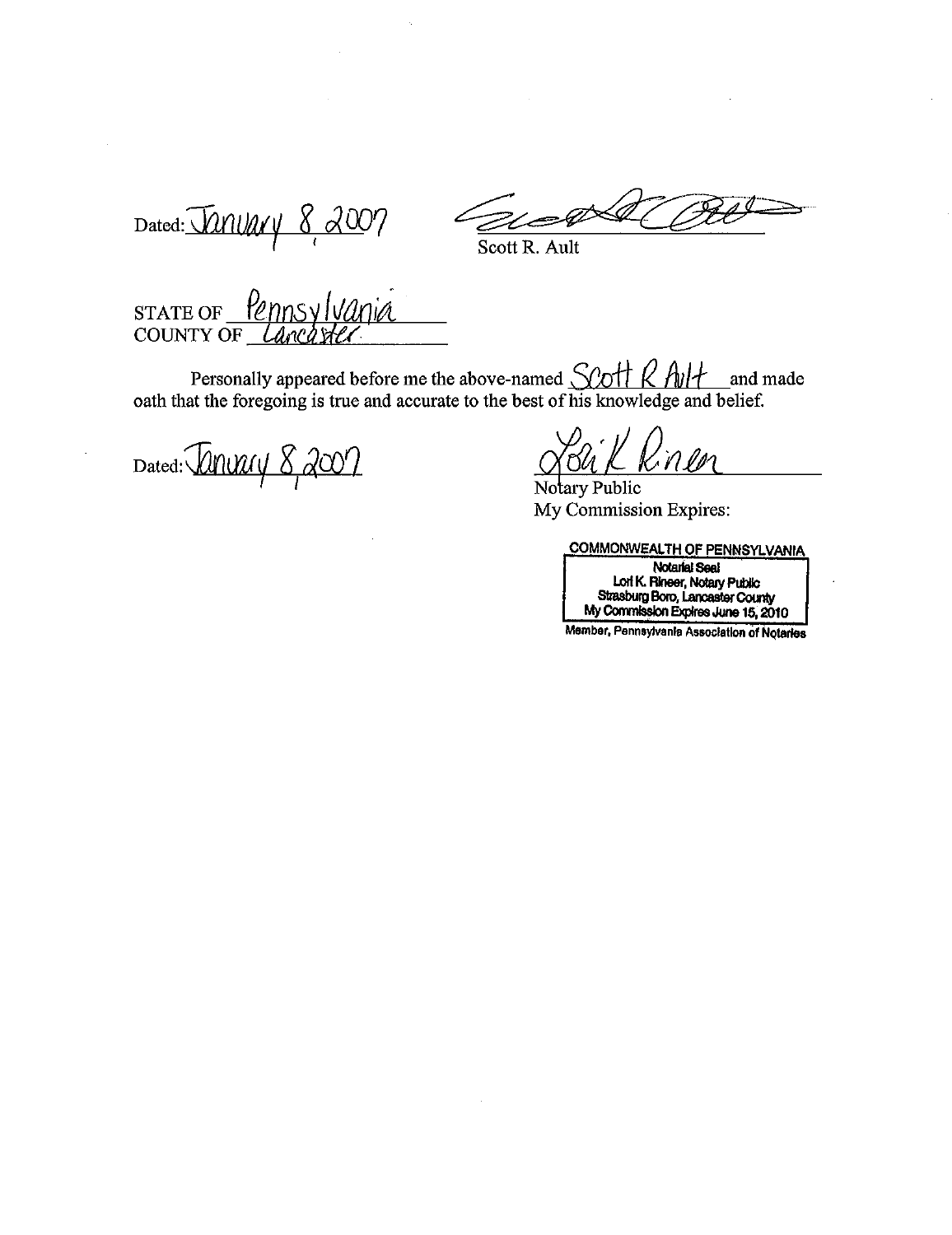Dated: January 8, 2007

Scott R. Ault

STATE OF Pennsylvania
COUNTY OF Lancaster

Personally appeared before me the above-named Scott R Ault and made oath that the foregoing is true and accurate to the best of his knowledge and belief.

Dated: January 8, 2007

Lori K Rineer
Notary Public
My Commission Expires:

COMMONWEALTH OF PENNSYLVANIA
Notarial Seal
Lori K. Rineer, Notary Public
Strasburg Boro, Lancaster County
My Commission Expires June 15, 2010
Member, Pennsylvania Association of Notaries